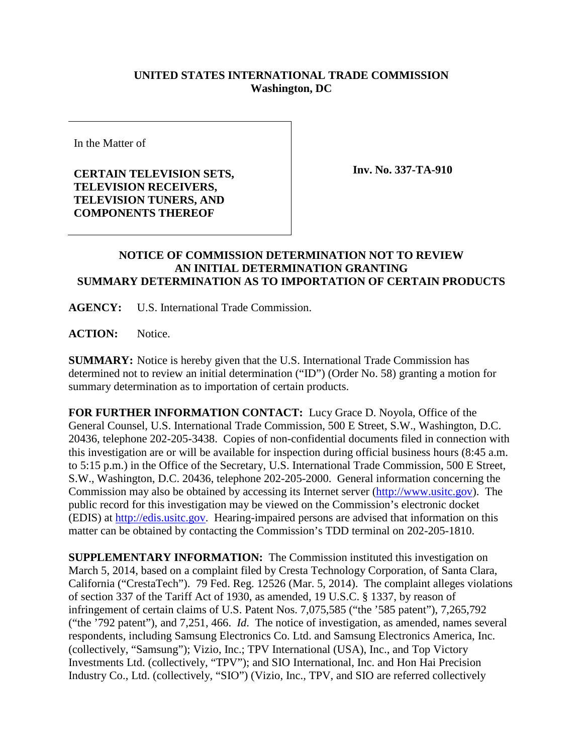**UNITED STATES INTERNATIONAL TRADE COMMISSION**
**Washington, DC**

In the Matter of

**CERTAIN TELEVISION SETS, TELEVISION RECEIVERS, TELEVISION TUNERS, AND COMPONENTS THEREOF**

**Inv. No. 337-TA-910**

## NOTICE OF COMMISSION DETERMINATION NOT TO REVIEW AN INITIAL DETERMINATION GRANTING SUMMARY DETERMINATION AS TO IMPORTATION OF CERTAIN PRODUCTS

**AGENCY:** U.S. International Trade Commission.

**ACTION:** Notice.

**SUMMARY:** Notice is hereby given that the U.S. International Trade Commission has determined not to review an initial determination ("ID") (Order No. 58) granting a motion for summary determination as to importation of certain products.

**FOR FURTHER INFORMATION CONTACT:** Lucy Grace D. Noyola, Office of the General Counsel, U.S. International Trade Commission, 500 E Street, S.W., Washington, D.C. 20436, telephone 202-205-3438. Copies of non-confidential documents filed in connection with this investigation are or will be available for inspection during official business hours (8:45 a.m. to 5:15 p.m.) in the Office of the Secretary, U.S. International Trade Commission, 500 E Street, S.W., Washington, D.C. 20436, telephone 202-205-2000. General information concerning the Commission may also be obtained by accessing its Internet server (http://www.usitc.gov). The public record for this investigation may be viewed on the Commission's electronic docket (EDIS) at http://edis.usitc.gov. Hearing-impaired persons are advised that information on this matter can be obtained by contacting the Commission's TDD terminal on 202-205-1810.

**SUPPLEMENTARY INFORMATION:** The Commission instituted this investigation on March 5, 2014, based on a complaint filed by Cresta Technology Corporation, of Santa Clara, California ("CrestaTech"). 79 Fed. Reg. 12526 (Mar. 5, 2014). The complaint alleges violations of section 337 of the Tariff Act of 1930, as amended, 19 U.S.C. § 1337, by reason of infringement of certain claims of U.S. Patent Nos. 7,075,585 ("the '585 patent"), 7,265,792 ("the '792 patent"), and 7,251, 466. *Id.* The notice of investigation, as amended, names several respondents, including Samsung Electronics Co. Ltd. and Samsung Electronics America, Inc. (collectively, "Samsung"); Vizio, Inc.; TPV International (USA), Inc., and Top Victory Investments Ltd. (collectively, "TPV"); and SIO International, Inc. and Hon Hai Precision Industry Co., Ltd. (collectively, "SIO") (Vizio, Inc., TPV, and SIO are referred collectively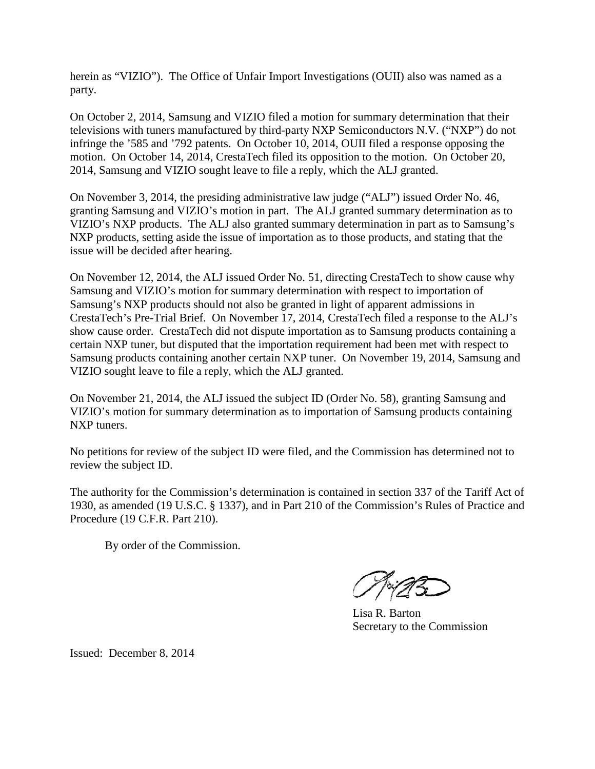herein as "VIZIO"). The Office of Unfair Import Investigations (OUII) also was named as a party.

On October 2, 2014, Samsung and VIZIO filed a motion for summary determination that their televisions with tuners manufactured by third-party NXP Semiconductors N.V. ("NXP") do not infringe the '585 and '792 patents. On October 10, 2014, OUII filed a response opposing the motion. On October 14, 2014, CrestaTech filed its opposition to the motion. On October 20, 2014, Samsung and VIZIO sought leave to file a reply, which the ALJ granted.

On November 3, 2014, the presiding administrative law judge ("ALJ") issued Order No. 46, granting Samsung and VIZIO's motion in part. The ALJ granted summary determination as to VIZIO's NXP products. The ALJ also granted summary determination in part as to Samsung's NXP products, setting aside the issue of importation as to those products, and stating that the issue will be decided after hearing.

On November 12, 2014, the ALJ issued Order No. 51, directing CrestaTech to show cause why Samsung and VIZIO's motion for summary determination with respect to importation of Samsung's NXP products should not also be granted in light of apparent admissions in CrestaTech's Pre-Trial Brief. On November 17, 2014, CrestaTech filed a response to the ALJ's show cause order. CrestaTech did not dispute importation as to Samsung products containing a certain NXP tuner, but disputed that the importation requirement had been met with respect to Samsung products containing another certain NXP tuner. On November 19, 2014, Samsung and VIZIO sought leave to file a reply, which the ALJ granted.

On November 21, 2014, the ALJ issued the subject ID (Order No. 58), granting Samsung and VIZIO's motion for summary determination as to importation of Samsung products containing NXP tuners.

No petitions for review of the subject ID were filed, and the Commission has determined not to review the subject ID.

The authority for the Commission's determination is contained in section 337 of the Tariff Act of 1930, as amended (19 U.S.C. § 1337), and in Part 210 of the Commission's Rules of Practice and Procedure (19 C.F.R. Part 210).

By order of the Commission.

Lisa R. Barton
Secretary to the Commission

Issued: December 8, 2014